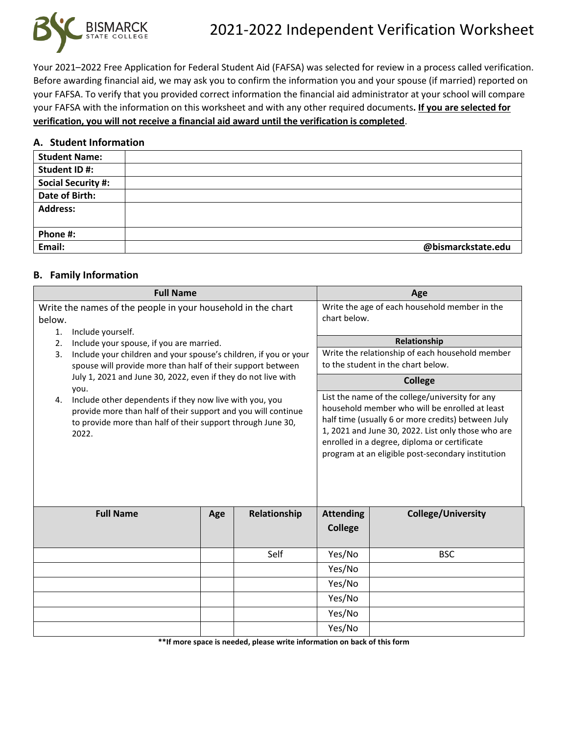# 2021-2022 Independent Verification Worksheet

Your 2021–2022 Free Application for Federal Student Aid (FAFSA) was selected for review in a process called verification. Before awarding financial aid, we may ask you to confirm the information you and your spouse (if married) reported on your FAFSA. To verify that you provided correct information the financial aid administrator at your school will compare your FAFSA with the information on this worksheet and with any other required documents**. If you are selected for verification, you will not receive a financial aid award until the verification is completed**.

## A. Student Information

| | |
|---|---|
| **Student Name:** | |
| **Student ID #:** | |
| **Social Security #:** | |
| **Date of Birth:** | |
| **Address:** | |
| **Phone #:** | |
| **Email:** | **@bismarckstate.edu** |

## B. Family Information

**Full Name**

Write the names of the people in your household in the chart below.

1. Include yourself.
2. Include your spouse, if you are married.
3. Include your children and your spouse's children, if you or your spouse will provide more than half of their support between July 1, 2021 and June 30, 2022, even if they do not live with you.
4. Include other dependents if they now live with you, you provide more than half of their support and you will continue to provide more than half of their support through June 30, 2022.

**Age**

Write the age of each household member in the chart below.

**Relationship**

Write the relationship of each household member to the student in the chart below.

**College**

List the name of the college/university for any household member who will be enrolled at least half time (usually 6 or more credits) between July 1, 2021 and June 30, 2022. List only those who are enrolled in a degree, diploma or certificate program at an eligible post-secondary institution

| Full Name | Age | Relationship | Attending College | College/University |
|---|---|---|---|---|
| | | Self | Yes/No | BSC |
| | | | Yes/No | |
| | | | Yes/No | |
| | | | Yes/No | |
| | | | Yes/No | |
| | | | Yes/No | |

****If more space is needed, please write information on back of this form**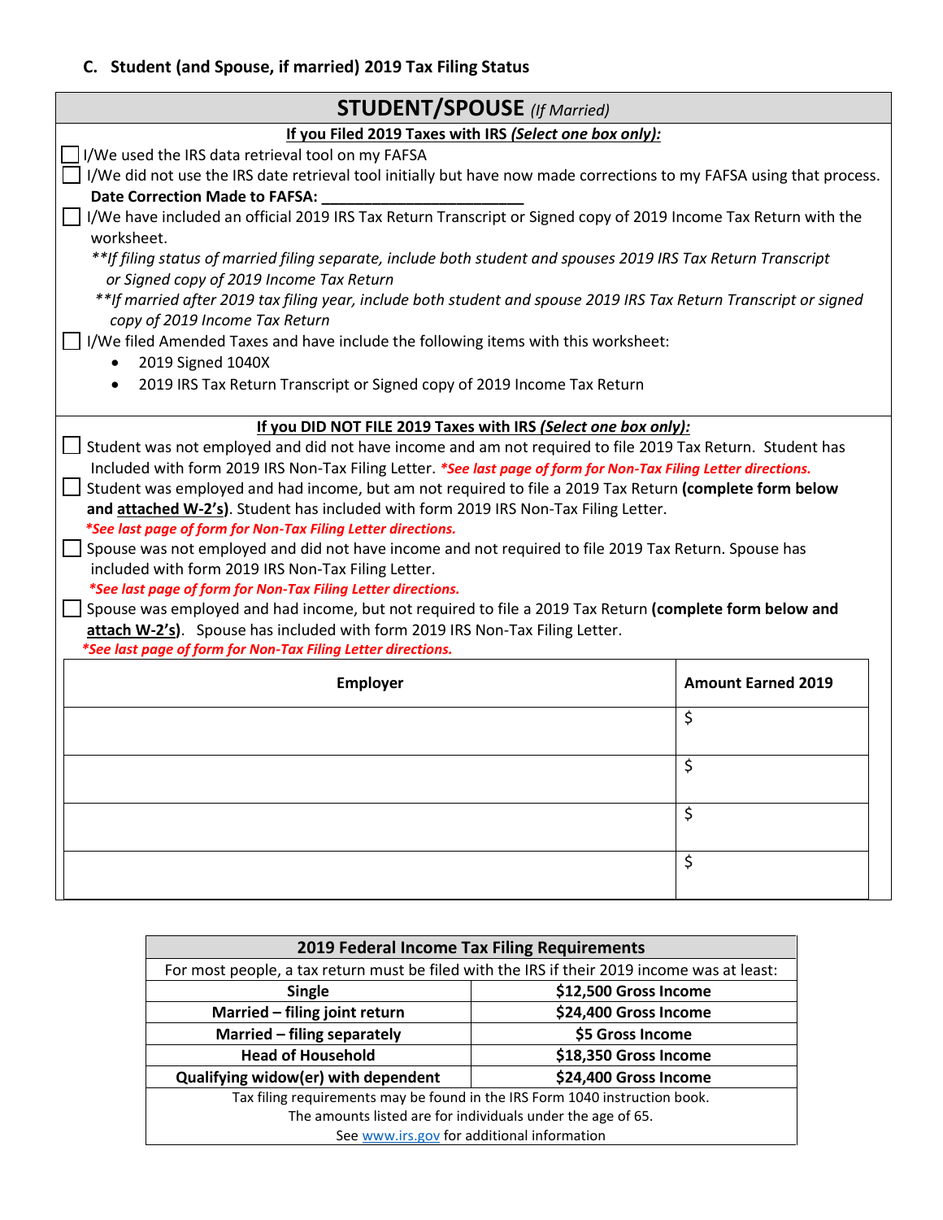### C. Student (and Spouse, if married) 2019 Tax Filing Status

## STUDENT/SPOUSE *(If Married)*

**If you Filed 2019 Taxes with IRS *(Select one box only)*:**

- ☐ I/We used the IRS data retrieval tool on my FAFSA
- ☐ I/We did not use the IRS date retrieval tool initially but have now made corrections to my FAFSA using that process.
  **Date Correction Made to FAFSA: ________________________**
- ☐ I/We have included an official 2019 IRS Tax Return Transcript or Signed copy of 2019 Income Tax Return with the worksheet.
  *\*\*If filing status of married filing separate, include both student and spouses 2019 IRS Tax Return Transcript or Signed copy of 2019 Income Tax Return*
  *\*\*If married after 2019 tax filing year, include both student and spouse 2019 IRS Tax Return Transcript or signed copy of 2019 Income Tax Return*
- ☐ I/We filed Amended Taxes and have include the following items with this worksheet:
  - 2019 Signed 1040X
  - 2019 IRS Tax Return Transcript or Signed copy of 2019 Income Tax Return

**If you DID NOT FILE 2019 Taxes with IRS *(Select one box only)*:**

- ☐ Student was not employed and did not have income and am not required to file 2019 Tax Return. Student has Included with form 2019 IRS Non-Tax Filing Letter. ***\*See last page of form for Non-Tax Filing Letter directions.***
- ☐ Student was employed and had income, but am not required to file a 2019 Tax Return **(complete form below and attached W-2's)**. Student has included with form 2019 IRS Non-Tax Filing Letter.
  ***\*See last page of form for Non-Tax Filing Letter directions.***
- ☐ Spouse was not employed and did not have income and not required to file 2019 Tax Return. Spouse has included with form 2019 IRS Non-Tax Filing Letter.
  ***\*See last page of form for Non-Tax Filing Letter directions.***
- ☐ Spouse was employed and had income, but not required to file a 2019 Tax Return **(complete form below and attach W-2's)**. Spouse has included with form 2019 IRS Non-Tax Filing Letter.
  ***\*See last page of form for Non-Tax Filing Letter directions.***

| Employer | Amount Earned 2019 |
|---|---|
| | $ |
| | $ |
| | $ |
| | $ |

| 2019 Federal Income Tax Filing Requirements | |
|---|---|
| For most people, a tax return must be filed with the IRS if their 2019 income was at least: | |
| **Single** | **$12,500 Gross Income** |
| **Married – filing joint return** | **$24,400 Gross Income** |
| **Married – filing separately** | **$5 Gross Income** |
| **Head of Household** | **$18,350 Gross Income** |
| **Qualifying widow(er) with dependent** | **$24,400 Gross Income** |
| Tax filing requirements may be found in the IRS Form 1040 instruction book. The amounts listed are for individuals under the age of 65. See www.irs.gov for additional information | |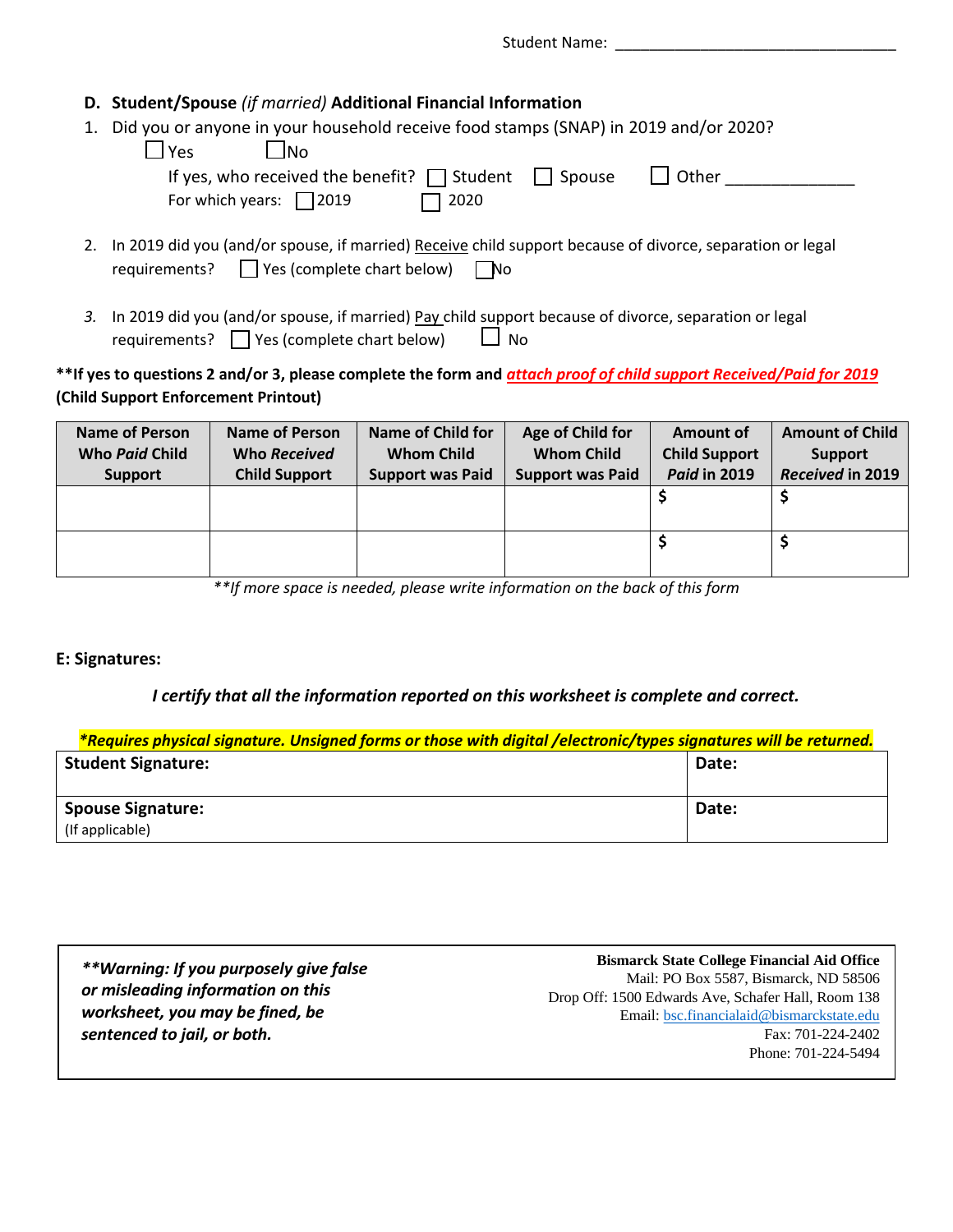Student Name: ________________________________

**D. Student/Spouse** *(if married)* **Additional Financial Information**

1. Did you or anyone in your household receive food stamps (SNAP) in 2019 and/or 2020?

   ☐ Yes ☐ No

   If yes, who received the benefit? ☐ Student ☐ Spouse ☐ Other _____________

   For which years: ☐ 2019 ☐ 2020

2. In 2019 did you (and/or spouse, if married) Receive child support because of divorce, separation or legal requirements? ☐ Yes (complete chart below) ☐ No

3. In 2019 did you (and/or spouse, if married) Pay child support because of divorce, separation or legal requirements? ☐ Yes (complete chart below) ☐ No

**\*\*If yes to questions 2 and/or 3, please complete the form and *attach proof of child support Received/Paid for 2019* (Child Support Enforcement Printout)**

| Name of Person Who *Paid* Child Support | Name of Person Who *Received* Child Support | Name of Child for Whom Child Support was Paid | Age of Child for Whom Child Support was Paid | Amount of Child Support *Paid* in 2019 | Amount of Child Support *Received* in 2019 |
|---|---|---|---|---|---|
| | | | | $ | $ |
| | | | | $ | $ |

*\*\*If more space is needed, please write information on the back of this form*

**E: Signatures:**

***I certify that all the information reported on this worksheet is complete and correct.***

***\*Requires physical signature. Unsigned forms or those with digital /electronic/types signatures will be returned.***

| **Student Signature:** | **Date:** |
|---|---|
| **Spouse Signature:** (If applicable) | **Date:** |

***\*\*Warning: If you purposely give false or misleading information on this worksheet, you may be fined, be sentenced to jail, or both.***

**Bismarck State College Financial Aid Office**
Mail: PO Box 5587, Bismarck, ND 58506
Drop Off: 1500 Edwards Ave, Schafer Hall, Room 138
Email: bsc.financialaid@bismarckstate.edu
Fax: 701-224-2402
Phone: 701-224-5494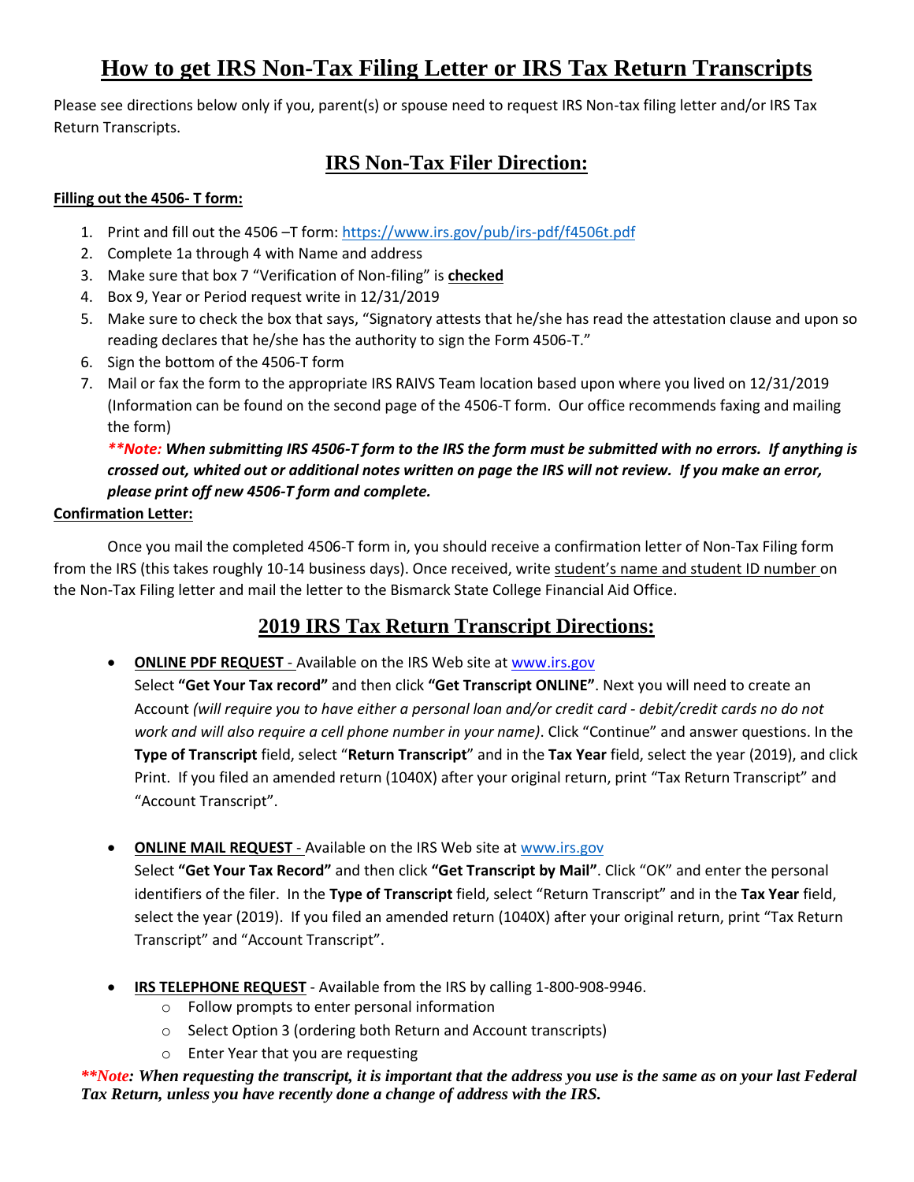# How to get IRS Non-Tax Filing Letter or IRS Tax Return Transcripts

Please see directions below only if you, parent(s) or spouse need to request IRS Non-tax filing letter and/or IRS Tax Return Transcripts.

## IRS Non-Tax Filer Direction:

**Filling out the 4506- T form:**

1. Print and fill out the 4506 –T form: https://www.irs.gov/pub/irs-pdf/f4506t.pdf
2. Complete 1a through 4 with Name and address
3. Make sure that box 7 "Verification of Non-filing" is **checked**
4. Box 9, Year or Period request write in 12/31/2019
5. Make sure to check the box that says, "Signatory attests that he/she has read the attestation clause and upon so reading declares that he/she has the authority to sign the Form 4506-T."
6. Sign the bottom of the 4506-T form
7. Mail or fax the form to the appropriate IRS RAIVS Team location based upon where you lived on 12/31/2019 (Information can be found on the second page of the 4506-T form. Our office recommends faxing and mailing the form)

   ***\*\*Note: When submitting IRS 4506-T form to the IRS the form must be submitted with no errors. If anything is crossed out, whited out or additional notes written on page the IRS will not review. If you make an error, please print off new 4506-T form and complete.***

**Confirmation Letter:**

Once you mail the completed 4506-T form in, you should receive a confirmation letter of Non-Tax Filing form from the IRS (this takes roughly 10-14 business days). Once received, write student's name and student ID number on the Non-Tax Filing letter and mail the letter to the Bismarck State College Financial Aid Office.

## 2019 IRS Tax Return Transcript Directions:

- **ONLINE PDF REQUEST** - Available on the IRS Web site at www.irs.gov

  Select **"Get Your Tax record"** and then click **"Get Transcript ONLINE"**. Next you will need to create an Account *(will require you to have either a personal loan and/or credit card - debit/credit cards no do not work and will also require a cell phone number in your name)*. Click "Continue" and answer questions. In the **Type of Transcript** field, select "**Return Transcript**" and in the **Tax Year** field, select the year (2019), and click Print. If you filed an amended return (1040X) after your original return, print "Tax Return Transcript" and "Account Transcript".

- **ONLINE MAIL REQUEST** - Available on the IRS Web site at www.irs.gov

  Select **"Get Your Tax Record"** and then click **"Get Transcript by Mail"**. Click "OK" and enter the personal identifiers of the filer. In the **Type of Transcript** field, select "Return Transcript" and in the **Tax Year** field, select the year (2019). If you filed an amended return (1040X) after your original return, print "Tax Return Transcript" and "Account Transcript".

- **IRS TELEPHONE REQUEST** - Available from the IRS by calling 1-800-908-9946.
  - Follow prompts to enter personal information
  - Select Option 3 (ordering both Return and Account transcripts)
  - Enter Year that you are requesting

***\*\*Note: When requesting the transcript, it is important that the address you use is the same as on your last Federal Tax Return, unless you have recently done a change of address with the IRS.***